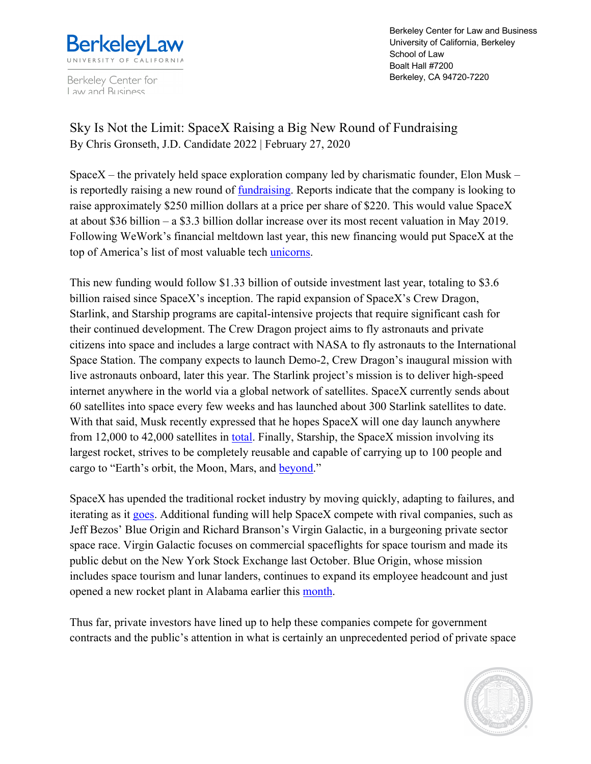Berkeley Law
UNIVERSITY OF CALIFORNIA

Berkeley Center for Law and Business

Berkeley Center for Law and Business
University of California, Berkeley
School of Law
Boalt Hall #7200
Berkeley, CA 94720-7220

# Sky Is Not the Limit: SpaceX Raising a Big New Round of Fundraising

By Chris Gronseth, J.D. Candidate 2022 | February 27, 2020

SpaceX – the privately held space exploration company led by charismatic founder, Elon Musk – is reportedly raising a new round of fundraising. Reports indicate that the company is looking to raise approximately $250 million dollars at a price per share of $220. This would value SpaceX at about $36 billion – a $3.3 billion dollar increase over its most recent valuation in May 2019. Following WeWork's financial meltdown last year, this new financing would put SpaceX at the top of America's list of most valuable tech unicorns.

This new funding would follow $1.33 billion of outside investment last year, totaling to $3.6 billion raised since SpaceX's inception. The rapid expansion of SpaceX's Crew Dragon, Starlink, and Starship programs are capital-intensive projects that require significant cash for their continued development. The Crew Dragon project aims to fly astronauts and private citizens into space and includes a large contract with NASA to fly astronauts to the International Space Station. The company expects to launch Demo-2, Crew Dragon's inaugural mission with live astronauts onboard, later this year. The Starlink project's mission is to deliver high-speed internet anywhere in the world via a global network of satellites. SpaceX currently sends about 60 satellites into space every few weeks and has launched about 300 Starlink satellites to date. With that said, Musk recently expressed that he hopes SpaceX will one day launch anywhere from 12,000 to 42,000 satellites in total. Finally, Starship, the SpaceX mission involving its largest rocket, strives to be completely reusable and capable of carrying up to 100 people and cargo to "Earth's orbit, the Moon, Mars, and beyond."

SpaceX has upended the traditional rocket industry by moving quickly, adapting to failures, and iterating as it goes. Additional funding will help SpaceX compete with rival companies, such as Jeff Bezos' Blue Origin and Richard Branson's Virgin Galactic, in a burgeoning private sector space race. Virgin Galactic focuses on commercial spaceflights for space tourism and made its public debut on the New York Stock Exchange last October. Blue Origin, whose mission includes space tourism and lunar landers, continues to expand its employee headcount and just opened a new rocket plant in Alabama earlier this month.

Thus far, private investors have lined up to help these companies compete for government contracts and the public's attention in what is certainly an unprecedented period of private space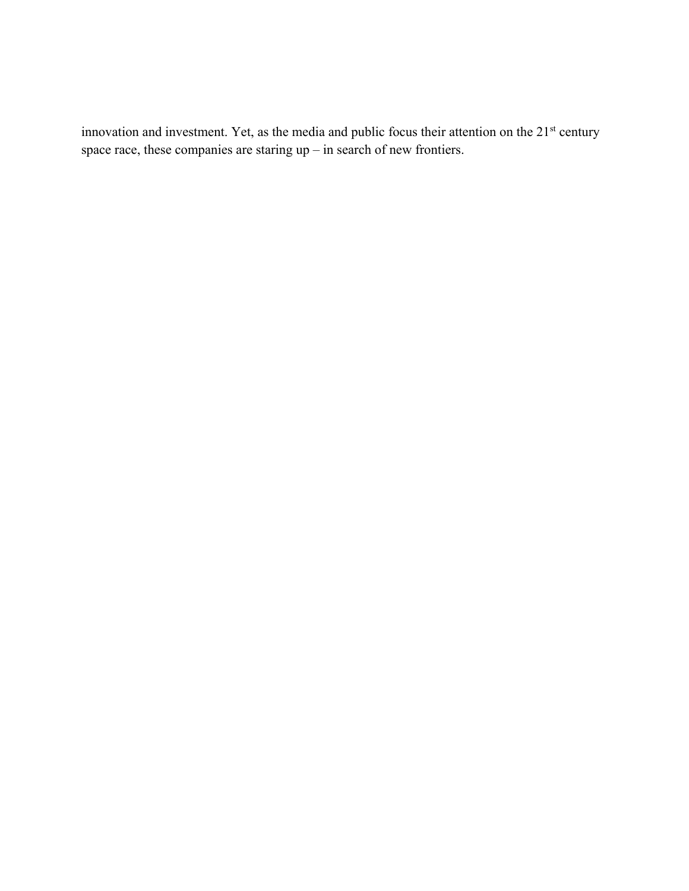innovation and investment. Yet, as the media and public focus their attention on the 21st century space race, these companies are staring up – in search of new frontiers.